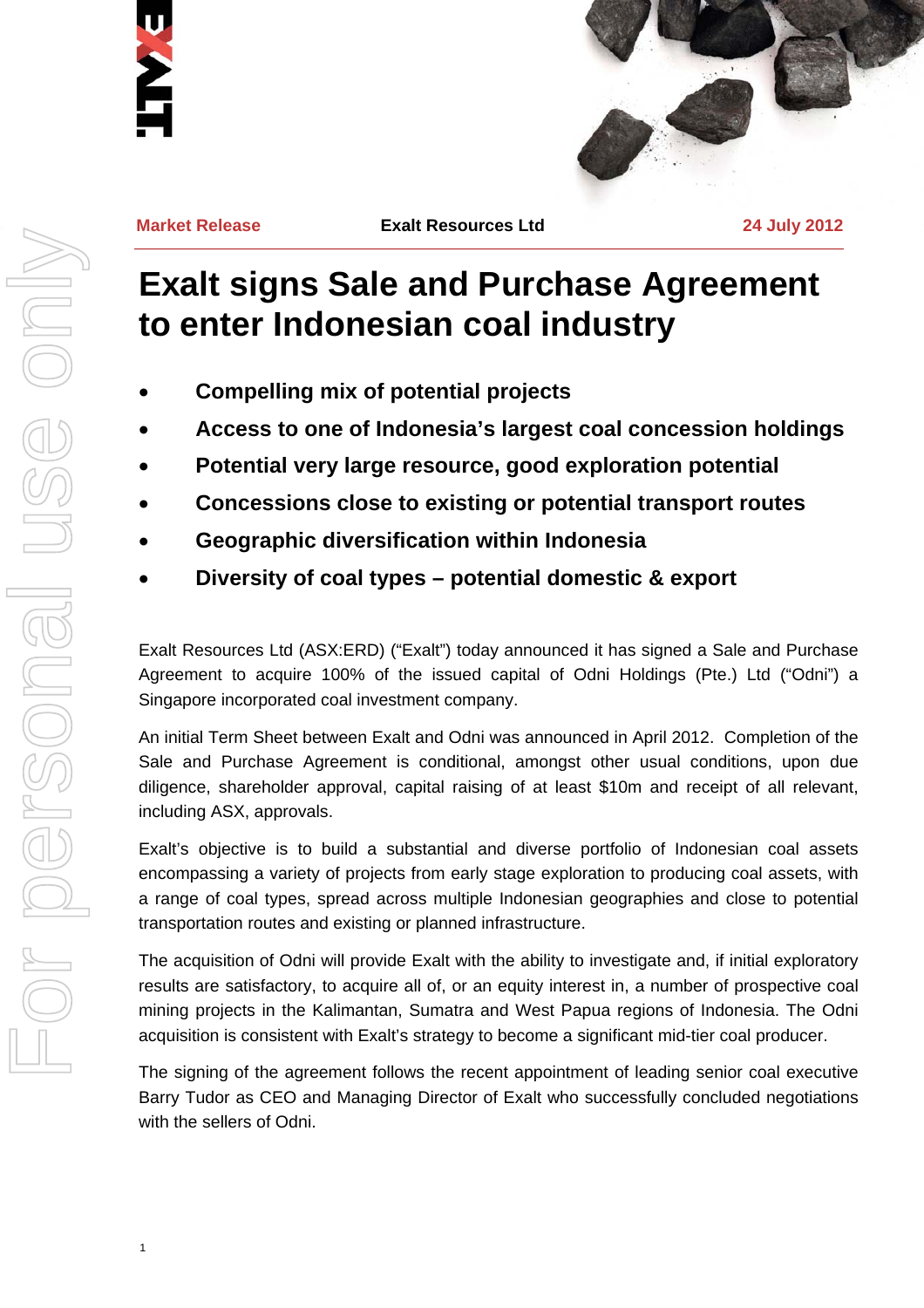Market Release | Exalt Resources Ltd | 24 July 2012

# Exalt signs Sale and Purchase Agreement to enter Indonesian coal industry

- **Compelling mix of potential projects**
- **Access to one of Indonesia's largest coal concession holdings**
- **Potential very large resource, good exploration potential**
- **Concessions close to existing or potential transport routes**
- **Geographic diversification within Indonesia**
- **Diversity of coal types – potential domestic & export**

Exalt Resources Ltd (ASX:ERD) ("Exalt") today announced it has signed a Sale and Purchase Agreement to acquire 100% of the issued capital of Odni Holdings (Pte.) Ltd ("Odni") a Singapore incorporated coal investment company.

An initial Term Sheet between Exalt and Odni was announced in April 2012. Completion of the Sale and Purchase Agreement is conditional, amongst other usual conditions, upon due diligence, shareholder approval, capital raising of at least $10m and receipt of all relevant, including ASX, approvals.

Exalt's objective is to build a substantial and diverse portfolio of Indonesian coal assets encompassing a variety of projects from early stage exploration to producing coal assets, with a range of coal types, spread across multiple Indonesian geographies and close to potential transportation routes and existing or planned infrastructure.

The acquisition of Odni will provide Exalt with the ability to investigate and, if initial exploratory results are satisfactory, to acquire all of, or an equity interest in, a number of prospective coal mining projects in the Kalimantan, Sumatra and West Papua regions of Indonesia. The Odni acquisition is consistent with Exalt's strategy to become a significant mid-tier coal producer.

The signing of the agreement follows the recent appointment of leading senior coal executive Barry Tudor as CEO and Managing Director of Exalt who successfully concluded negotiations with the sellers of Odni.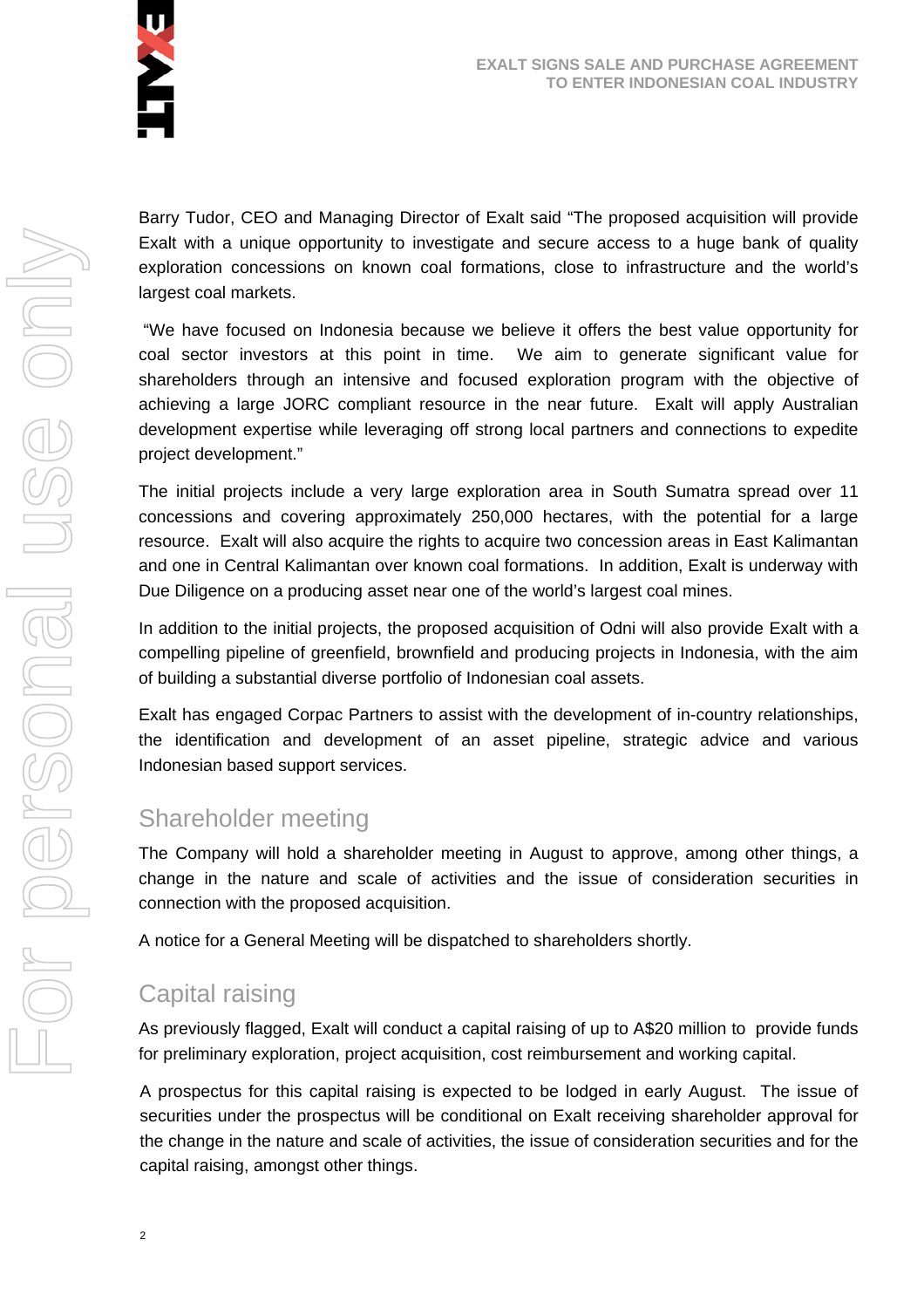Barry Tudor, CEO and Managing Director of Exalt said "The proposed acquisition will provide Exalt with a unique opportunity to investigate and secure access to a huge bank of quality exploration concessions on known coal formations, close to infrastructure and the world's largest coal markets.

"We have focused on Indonesia because we believe it offers the best value opportunity for coal sector investors at this point in time. We aim to generate significant value for shareholders through an intensive and focused exploration program with the objective of achieving a large JORC compliant resource in the near future. Exalt will apply Australian development expertise while leveraging off strong local partners and connections to expedite project development."

The initial projects include a very large exploration area in South Sumatra spread over 11 concessions and covering approximately 250,000 hectares, with the potential for a large resource. Exalt will also acquire the rights to acquire two concession areas in East Kalimantan and one in Central Kalimantan over known coal formations. In addition, Exalt is underway with Due Diligence on a producing asset near one of the world's largest coal mines.

In addition to the initial projects, the proposed acquisition of Odni will also provide Exalt with a compelling pipeline of greenfield, brownfield and producing projects in Indonesia, with the aim of building a substantial diverse portfolio of Indonesian coal assets.

Exalt has engaged Corpac Partners to assist with the development of in-country relationships, the identification and development of an asset pipeline, strategic advice and various Indonesian based support services.

## Shareholder meeting

The Company will hold a shareholder meeting in August to approve, among other things, a change in the nature and scale of activities and the issue of consideration securities in connection with the proposed acquisition.

A notice for a General Meeting will be dispatched to shareholders shortly.

## Capital raising

As previously flagged, Exalt will conduct a capital raising of up to A$20 million to provide funds for preliminary exploration, project acquisition, cost reimbursement and working capital.

A prospectus for this capital raising is expected to be lodged in early August. The issue of securities under the prospectus will be conditional on Exalt receiving shareholder approval for the change in the nature and scale of activities, the issue of consideration securities and for the capital raising, amongst other things.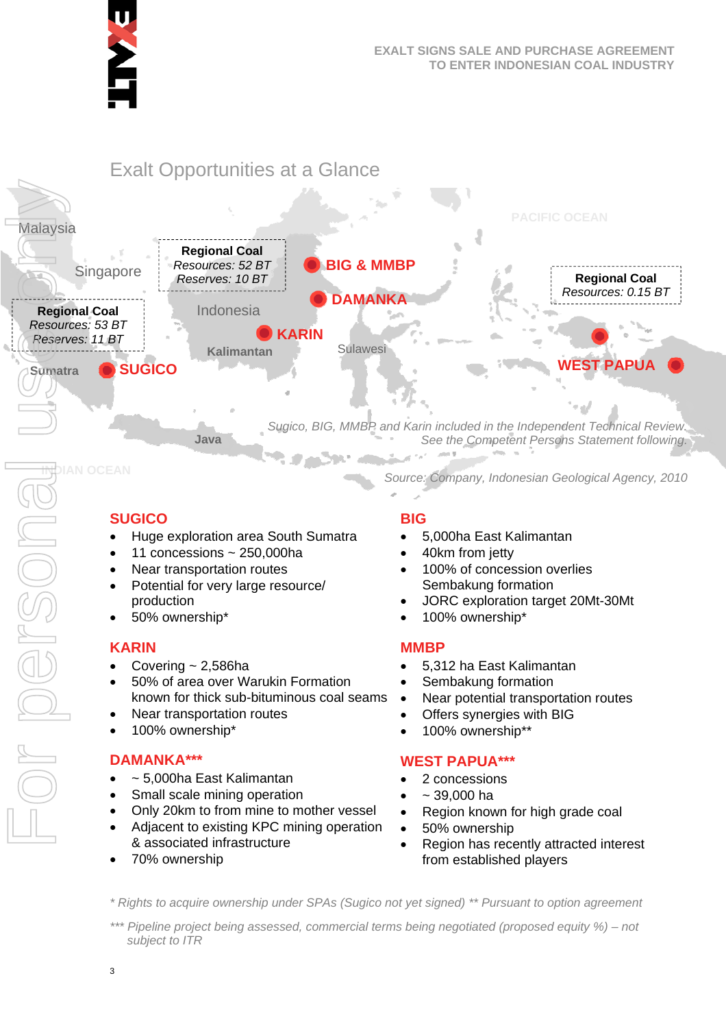## Exalt Opportunities at a Glance

Malaysia

Singapore

**Regional Coal**
*Resources: 52 BT*
*Reserves: 10 BT*

**BIG & MMBP**

**DAMANKA**

**Regional Coal**
*Resources: 0.15 BT*

**Regional Coal**
*Resources: 53 BT*
*Reserves: 11 BT*

Indonesia

**KARIN**

Kalimantan

Sulawesi

Sumatra

**SUGICO**

**WEST PAPUA**

Java

*Sugico, BIG, MMBP and Karin included in the Independent Technical Review. See the Competent Persons Statement following.*

*Source: Company, Indonesian Geological Agency, 2010*

### SUGICO

- Huge exploration area South Sumatra
- 11 concessions ~ 250,000ha
- Near transportation routes
- Potential for very large resource/ production
- 50% ownership*

### KARIN

- Covering ~ 2,586ha
- 50% of area over Warukin Formation known for thick sub-bituminous coal seams
- Near transportation routes
- 100% ownership*

### DAMANKA***

- ~ 5,000ha East Kalimantan
- Small scale mining operation
- Only 20km to from mine to mother vessel
- Adjacent to existing KPC mining operation & associated infrastructure
- 70% ownership

### BIG

- 5,000ha East Kalimantan
- 40km from jetty
- 100% of concession overlies Sembakung formation
- JORC exploration target 20Mt-30Mt
- 100% ownership*

### MMBP

- 5,312 ha East Kalimantan
- Sembakung formation
- Near potential transportation routes
- Offers synergies with BIG
- 100% ownership**

### WEST PAPUA***

- 2 concessions
- ~ 39,000 ha
- Region known for high grade coal
- 50% ownership
- Region has recently attracted interest from established players

*\* Rights to acquire ownership under SPAs (Sugico not yet signed) \*\* Pursuant to option agreement*

*\*\*\* Pipeline project being assessed, commercial terms being negotiated (proposed equity %) – not subject to ITR*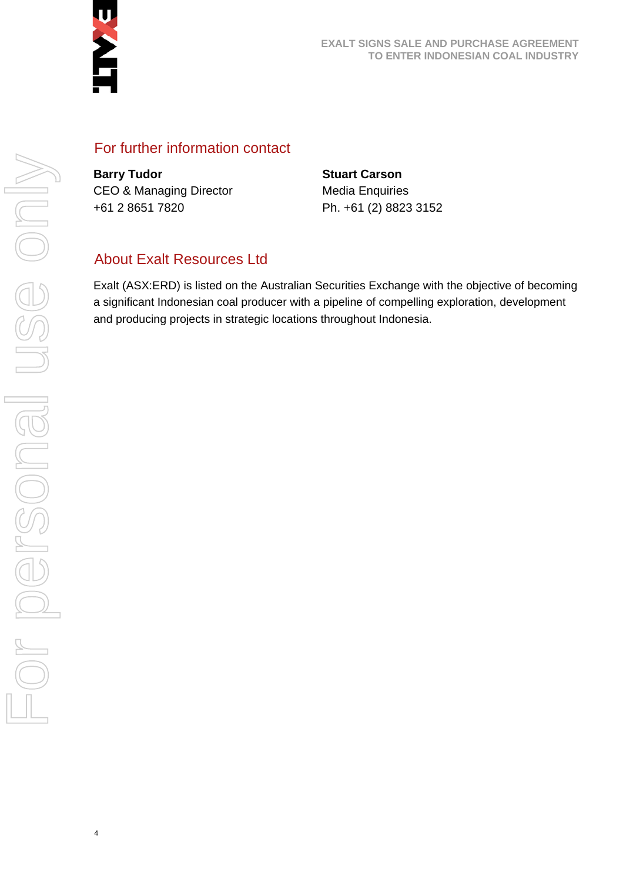## For further information contact

**Barry Tudor**
CEO & Managing Director
+61 2 8651 7820

**Stuart Carson**
Media Enquiries
Ph. +61 (2) 8823 3152

## About Exalt Resources Ltd

Exalt (ASX:ERD) is listed on the Australian Securities Exchange with the objective of becoming a significant Indonesian coal producer with a pipeline of compelling exploration, development and producing projects in strategic locations throughout Indonesia.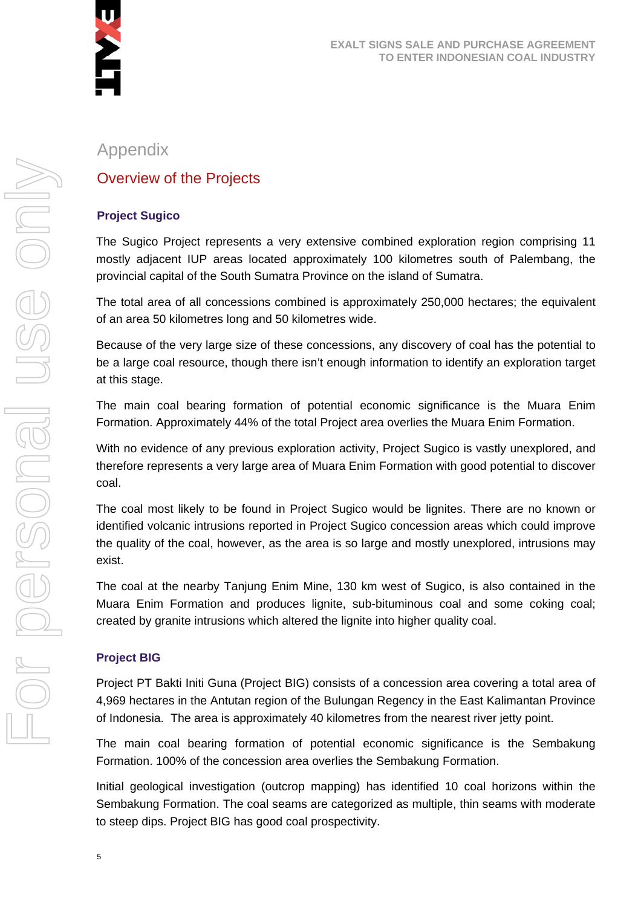# Appendix

## Overview of the Projects

### Project Sugico

The Sugico Project represents a very extensive combined exploration region comprising 11 mostly adjacent IUP areas located approximately 100 kilometres south of Palembang, the provincial capital of the South Sumatra Province on the island of Sumatra.

The total area of all concessions combined is approximately 250,000 hectares; the equivalent of an area 50 kilometres long and 50 kilometres wide.

Because of the very large size of these concessions, any discovery of coal has the potential to be a large coal resource, though there isn't enough information to identify an exploration target at this stage.

The main coal bearing formation of potential economic significance is the Muara Enim Formation. Approximately 44% of the total Project area overlies the Muara Enim Formation.

With no evidence of any previous exploration activity, Project Sugico is vastly unexplored, and therefore represents a very large area of Muara Enim Formation with good potential to discover coal.

The coal most likely to be found in Project Sugico would be lignites. There are no known or identified volcanic intrusions reported in Project Sugico concession areas which could improve the quality of the coal, however, as the area is so large and mostly unexplored, intrusions may exist.

The coal at the nearby Tanjung Enim Mine, 130 km west of Sugico, is also contained in the Muara Enim Formation and produces lignite, sub-bituminous coal and some coking coal; created by granite intrusions which altered the lignite into higher quality coal.

### Project BIG

Project PT Bakti Initi Guna (Project BIG) consists of a concession area covering a total area of 4,969 hectares in the Antutan region of the Bulungan Regency in the East Kalimantan Province of Indonesia. The area is approximately 40 kilometres from the nearest river jetty point.

The main coal bearing formation of potential economic significance is the Sembakung Formation. 100% of the concession area overlies the Sembakung Formation.

Initial geological investigation (outcrop mapping) has identified 10 coal horizons within the Sembakung Formation. The coal seams are categorized as multiple, thin seams with moderate to steep dips. Project BIG has good coal prospectivity.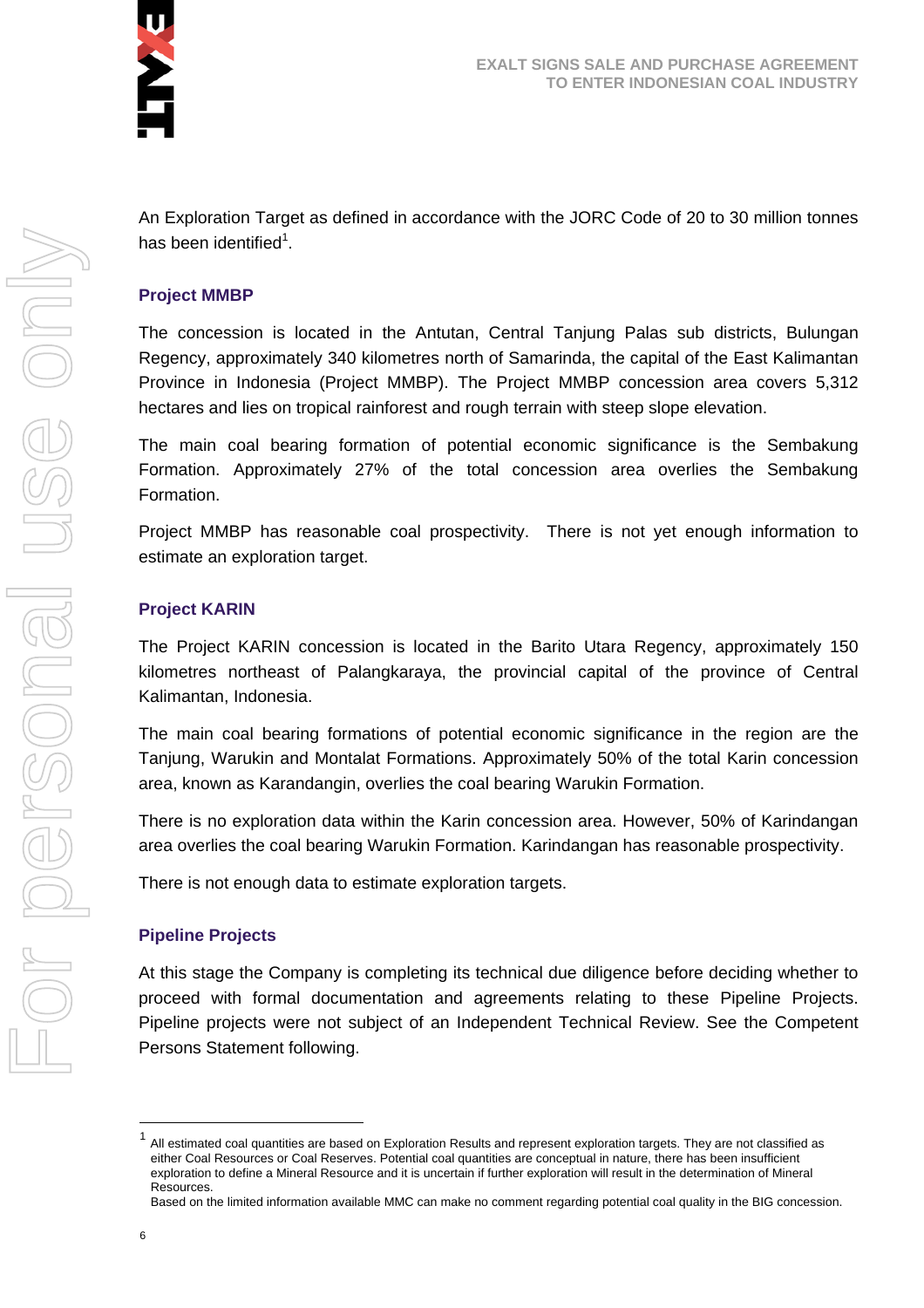An Exploration Target as defined in accordance with the JORC Code of 20 to 30 million tonnes has been identified[1].

### Project MMBP

The concession is located in the Antutan, Central Tanjung Palas sub districts, Bulungan Regency, approximately 340 kilometres north of Samarinda, the capital of the East Kalimantan Province in Indonesia (Project MMBP). The Project MMBP concession area covers 5,312 hectares and lies on tropical rainforest and rough terrain with steep slope elevation.

The main coal bearing formation of potential economic significance is the Sembakung Formation. Approximately 27% of the total concession area overlies the Sembakung Formation.

Project MMBP has reasonable coal prospectivity. There is not yet enough information to estimate an exploration target.

### Project KARIN

The Project KARIN concession is located in the Barito Utara Regency, approximately 150 kilometres northeast of Palangkaraya, the provincial capital of the province of Central Kalimantan, Indonesia.

The main coal bearing formations of potential economic significance in the region are the Tanjung, Warukin and Montalat Formations. Approximately 50% of the total Karin concession area, known as Karandangin, overlies the coal bearing Warukin Formation.

There is no exploration data within the Karin concession area. However, 50% of Karindangan area overlies the coal bearing Warukin Formation. Karindangan has reasonable prospectivity.

There is not enough data to estimate exploration targets.

### Pipeline Projects

At this stage the Company is completing its technical due diligence before deciding whether to proceed with formal documentation and agreements relating to these Pipeline Projects. Pipeline projects were not subject of an Independent Technical Review. See the Competent Persons Statement following.

---

[1] All estimated coal quantities are based on Exploration Results and represent exploration targets. They are not classified as either Coal Resources or Coal Reserves. Potential coal quantities are conceptual in nature, there has been insufficient exploration to define a Mineral Resource and it is uncertain if further exploration will result in the determination of Mineral Resources.
Based on the limited information available MMC can make no comment regarding potential coal quality in the BIG concession.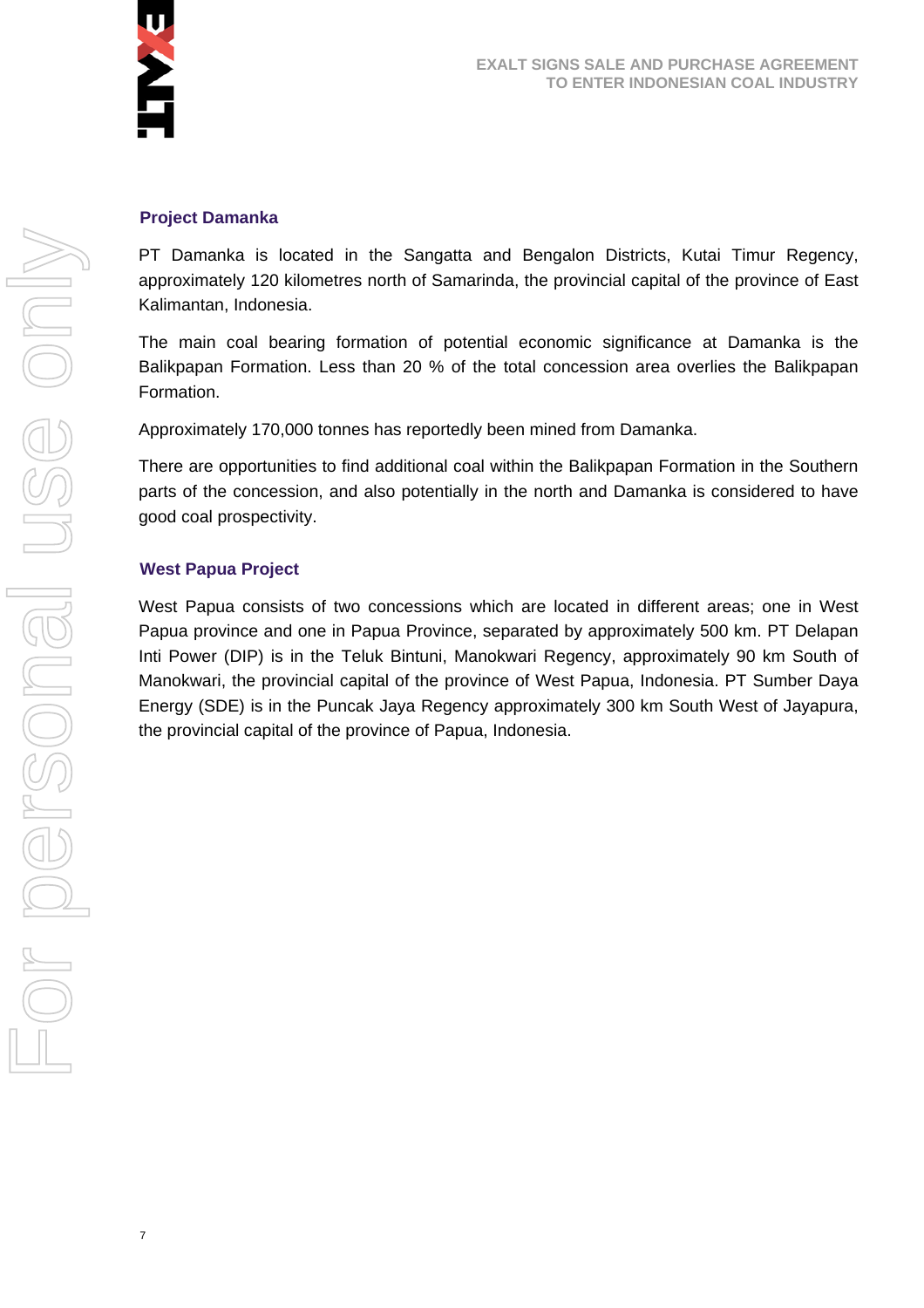## Project Damanka

PT Damanka is located in the Sangatta and Bengalon Districts, Kutai Timur Regency, approximately 120 kilometres north of Samarinda, the provincial capital of the province of East Kalimantan, Indonesia.

The main coal bearing formation of potential economic significance at Damanka is the Balikpapan Formation. Less than 20 % of the total concession area overlies the Balikpapan Formation.

Approximately 170,000 tonnes has reportedly been mined from Damanka.

There are opportunities to find additional coal within the Balikpapan Formation in the Southern parts of the concession, and also potentially in the north and Damanka is considered to have good coal prospectivity.

## West Papua Project

West Papua consists of two concessions which are located in different areas; one in West Papua province and one in Papua Province, separated by approximately 500 km. PT Delapan Inti Power (DIP) is in the Teluk Bintuni, Manokwari Regency, approximately 90 km South of Manokwari, the provincial capital of the province of West Papua, Indonesia. PT Sumber Daya Energy (SDE) is in the Puncak Jaya Regency approximately 300 km South West of Jayapura, the provincial capital of the province of Papua, Indonesia.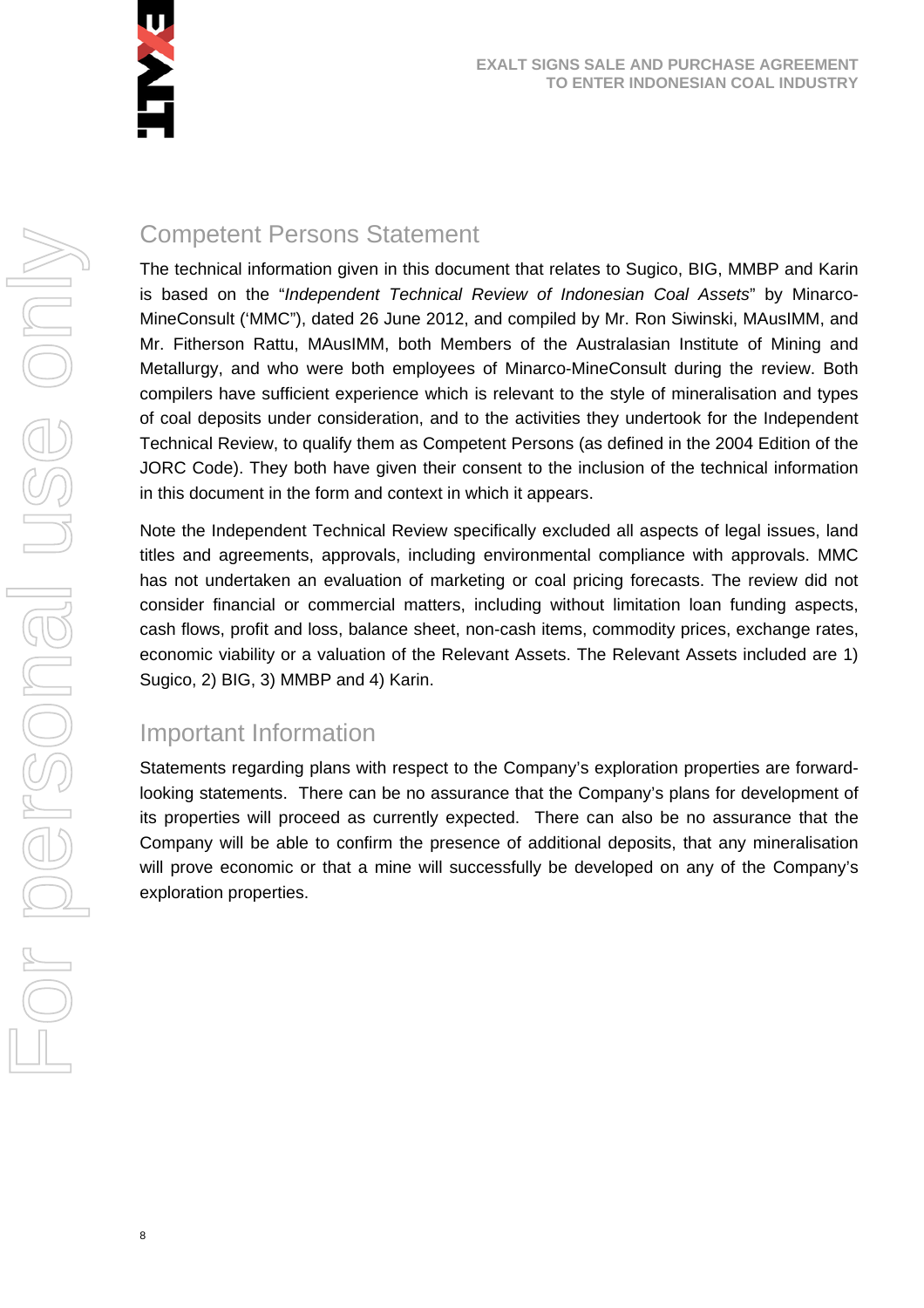## Competent Persons Statement

The technical information given in this document that relates to Sugico, BIG, MMBP and Karin is based on the "*Independent Technical Review of Indonesian Coal Assets*" by Minarco-MineConsult ('MMC"), dated 26 June 2012, and compiled by Mr. Ron Siwinski, MAusIMM, and Mr. Fitherson Rattu, MAusIMM, both Members of the Australasian Institute of Mining and Metallurgy, and who were both employees of Minarco-MineConsult during the review. Both compilers have sufficient experience which is relevant to the style of mineralisation and types of coal deposits under consideration, and to the activities they undertook for the Independent Technical Review, to qualify them as Competent Persons (as defined in the 2004 Edition of the JORC Code). They both have given their consent to the inclusion of the technical information in this document in the form and context in which it appears.

Note the Independent Technical Review specifically excluded all aspects of legal issues, land titles and agreements, approvals, including environmental compliance with approvals. MMC has not undertaken an evaluation of marketing or coal pricing forecasts. The review did not consider financial or commercial matters, including without limitation loan funding aspects, cash flows, profit and loss, balance sheet, non-cash items, commodity prices, exchange rates, economic viability or a valuation of the Relevant Assets. The Relevant Assets included are 1) Sugico, 2) BIG, 3) MMBP and 4) Karin.

## Important Information

Statements regarding plans with respect to the Company's exploration properties are forward-looking statements. There can be no assurance that the Company's plans for development of its properties will proceed as currently expected. There can also be no assurance that the Company will be able to confirm the presence of additional deposits, that any mineralisation will prove economic or that a mine will successfully be developed on any of the Company's exploration properties.